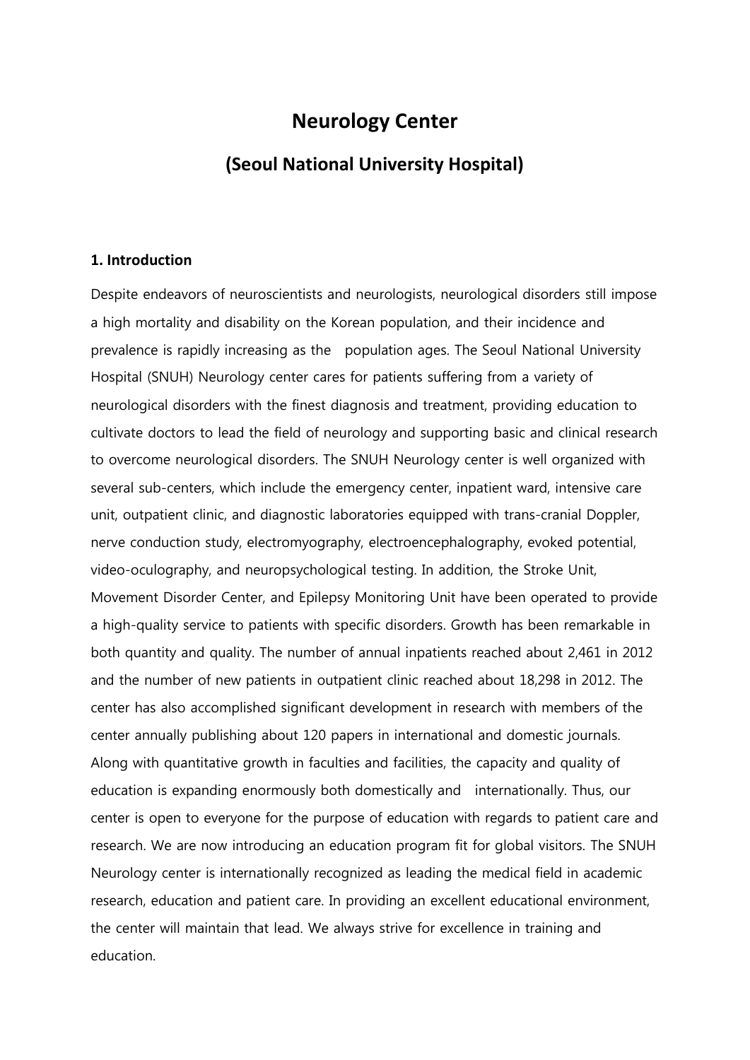# Neurology Center

## (Seoul National University Hospital)

### 1. Introduction

Despite endeavors of neuroscientists and neurologists, neurological disorders still impose a high mortality and disability on the Korean population, and their incidence and prevalence is rapidly increasing as the population ages. The Seoul National University Hospital (SNUH) Neurology center cares for patients suffering from a variety of neurological disorders with the finest diagnosis and treatment, providing education to cultivate doctors to lead the field of neurology and supporting basic and clinical research to overcome neurological disorders. The SNUH Neurology center is well organized with several sub-centers, which include the emergency center, inpatient ward, intensive care unit, outpatient clinic, and diagnostic laboratories equipped with trans-cranial Doppler, nerve conduction study, electromyography, electroencephalography, evoked potential, video-oculography, and neuropsychological testing. In addition, the Stroke Unit, Movement Disorder Center, and Epilepsy Monitoring Unit have been operated to provide a high-quality service to patients with specific disorders. Growth has been remarkable in both quantity and quality. The number of annual inpatients reached about 2,461 in 2012 and the number of new patients in outpatient clinic reached about 18,298 in 2012. The center has also accomplished significant development in research with members of the center annually publishing about 120 papers in international and domestic journals. Along with quantitative growth in faculties and facilities, the capacity and quality of education is expanding enormously both domestically and internationally. Thus, our center is open to everyone for the purpose of education with regards to patient care and research. We are now introducing an education program fit for global visitors. The SNUH Neurology center is internationally recognized as leading the medical field in academic research, education and patient care. In providing an excellent educational environment, the center will maintain that lead. We always strive for excellence in training and education.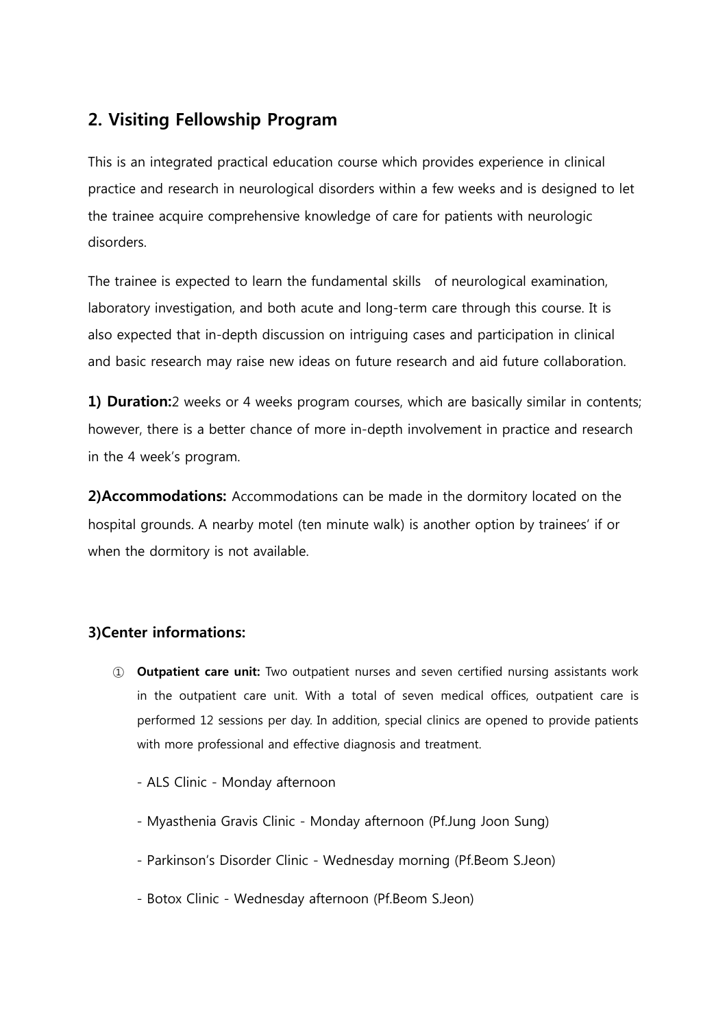## 2. Visiting Fellowship Program

This is an integrated practical education course which provides experience in clinical practice and research in neurological disorders within a few weeks and is designed to let the trainee acquire comprehensive knowledge of care for patients with neurologic disorders.

The trainee is expected to learn the fundamental skills of neurological examination, laboratory investigation, and both acute and long-term care through this course. It is also expected that in-depth discussion on intriguing cases and participation in clinical and basic research may raise new ideas on future research and aid future collaboration.

**1) Duration:**2 weeks or 4 weeks program courses, which are basically similar in contents; however, there is a better chance of more in-depth involvement in practice and research in the 4 week's program.

**2)Accommodations:** Accommodations can be made in the dormitory located on the hospital grounds. A nearby motel (ten minute walk) is another option by trainees' if or when the dormitory is not available.

### 3)Center informations:

① **Outpatient care unit:** Two outpatient nurses and seven certified nursing assistants work in the outpatient care unit. With a total of seven medical offices, outpatient care is performed 12 sessions per day. In addition, special clinics are opened to provide patients with more professional and effective diagnosis and treatment.

- ALS Clinic - Monday afternoon
- Myasthenia Gravis Clinic - Monday afternoon (Pf.Jung Joon Sung)
- Parkinson's Disorder Clinic - Wednesday morning (Pf.Beom S.Jeon)
- Botox Clinic - Wednesday afternoon (Pf.Beom S.Jeon)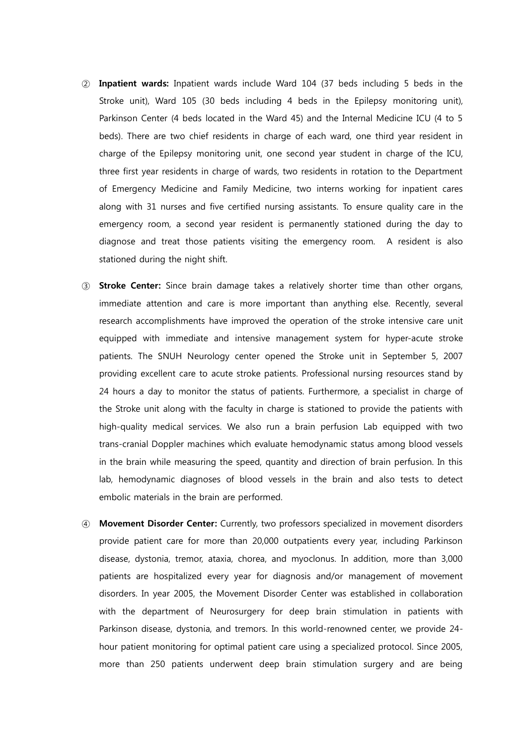② **Inpatient wards:** Inpatient wards include Ward 104 (37 beds including 5 beds in the Stroke unit), Ward 105 (30 beds including 4 beds in the Epilepsy monitoring unit), Parkinson Center (4 beds located in the Ward 45) and the Internal Medicine ICU (4 to 5 beds). There are two chief residents in charge of each ward, one third year resident in charge of the Epilepsy monitoring unit, one second year student in charge of the ICU, three first year residents in charge of wards, two residents in rotation to the Department of Emergency Medicine and Family Medicine, two interns working for inpatient cares along with 31 nurses and five certified nursing assistants. To ensure quality care in the emergency room, a second year resident is permanently stationed during the day to diagnose and treat those patients visiting the emergency room. A resident is also stationed during the night shift.

③ **Stroke Center:** Since brain damage takes a relatively shorter time than other organs, immediate attention and care is more important than anything else. Recently, several research accomplishments have improved the operation of the stroke intensive care unit equipped with immediate and intensive management system for hyper-acute stroke patients. The SNUH Neurology center opened the Stroke unit in September 5, 2007 providing excellent care to acute stroke patients. Professional nursing resources stand by 24 hours a day to monitor the status of patients. Furthermore, a specialist in charge of the Stroke unit along with the faculty in charge is stationed to provide the patients with high-quality medical services. We also run a brain perfusion Lab equipped with two trans-cranial Doppler machines which evaluate hemodynamic status among blood vessels in the brain while measuring the speed, quantity and direction of brain perfusion. In this lab, hemodynamic diagnoses of blood vessels in the brain and also tests to detect embolic materials in the brain are performed.

④ **Movement Disorder Center:** Currently, two professors specialized in movement disorders provide patient care for more than 20,000 outpatients every year, including Parkinson disease, dystonia, tremor, ataxia, chorea, and myoclonus. In addition, more than 3,000 patients are hospitalized every year for diagnosis and/or management of movement disorders. In year 2005, the Movement Disorder Center was established in collaboration with the department of Neurosurgery for deep brain stimulation in patients with Parkinson disease, dystonia, and tremors. In this world-renowned center, we provide 24-hour patient monitoring for optimal patient care using a specialized protocol. Since 2005, more than 250 patients underwent deep brain stimulation surgery and are being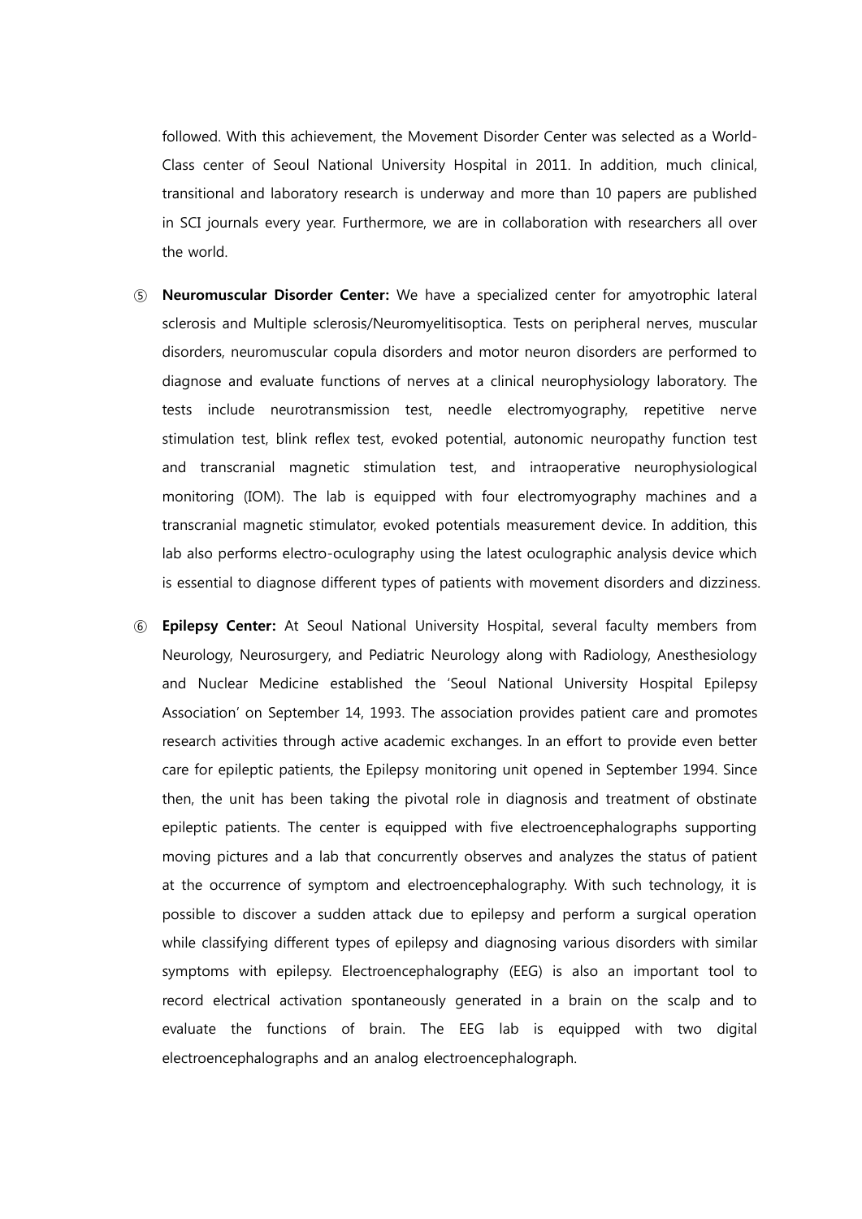followed. With this achievement, the Movement Disorder Center was selected as a World-Class center of Seoul National University Hospital in 2011. In addition, much clinical, transitional and laboratory research is underway and more than 10 papers are published in SCI journals every year. Furthermore, we are in collaboration with researchers all over the world.

⑤ **Neuromuscular Disorder Center:** We have a specialized center for amyotrophic lateral sclerosis and Multiple sclerosis/Neuromyelitisoptica. Tests on peripheral nerves, muscular disorders, neuromuscular copula disorders and motor neuron disorders are performed to diagnose and evaluate functions of nerves at a clinical neurophysiology laboratory. The tests include neurotransmission test, needle electromyography, repetitive nerve stimulation test, blink reflex test, evoked potential, autonomic neuropathy function test and transcranial magnetic stimulation test, and intraoperative neurophysiological monitoring (IOM). The lab is equipped with four electromyography machines and a transcranial magnetic stimulator, evoked potentials measurement device. In addition, this lab also performs electro-oculography using the latest oculographic analysis device which is essential to diagnose different types of patients with movement disorders and dizziness.

⑥ **Epilepsy Center:** At Seoul National University Hospital, several faculty members from Neurology, Neurosurgery, and Pediatric Neurology along with Radiology, Anesthesiology and Nuclear Medicine established the 'Seoul National University Hospital Epilepsy Association' on September 14, 1993. The association provides patient care and promotes research activities through active academic exchanges. In an effort to provide even better care for epileptic patients, the Epilepsy monitoring unit opened in September 1994. Since then, the unit has been taking the pivotal role in diagnosis and treatment of obstinate epileptic patients. The center is equipped with five electroencephalographs supporting moving pictures and a lab that concurrently observes and analyzes the status of patient at the occurrence of symptom and electroencephalography. With such technology, it is possible to discover a sudden attack due to epilepsy and perform a surgical operation while classifying different types of epilepsy and diagnosing various disorders with similar symptoms with epilepsy. Electroencephalography (EEG) is also an important tool to record electrical activation spontaneously generated in a brain on the scalp and to evaluate the functions of brain. The EEG lab is equipped with two digital electroencephalographs and an analog electroencephalograph.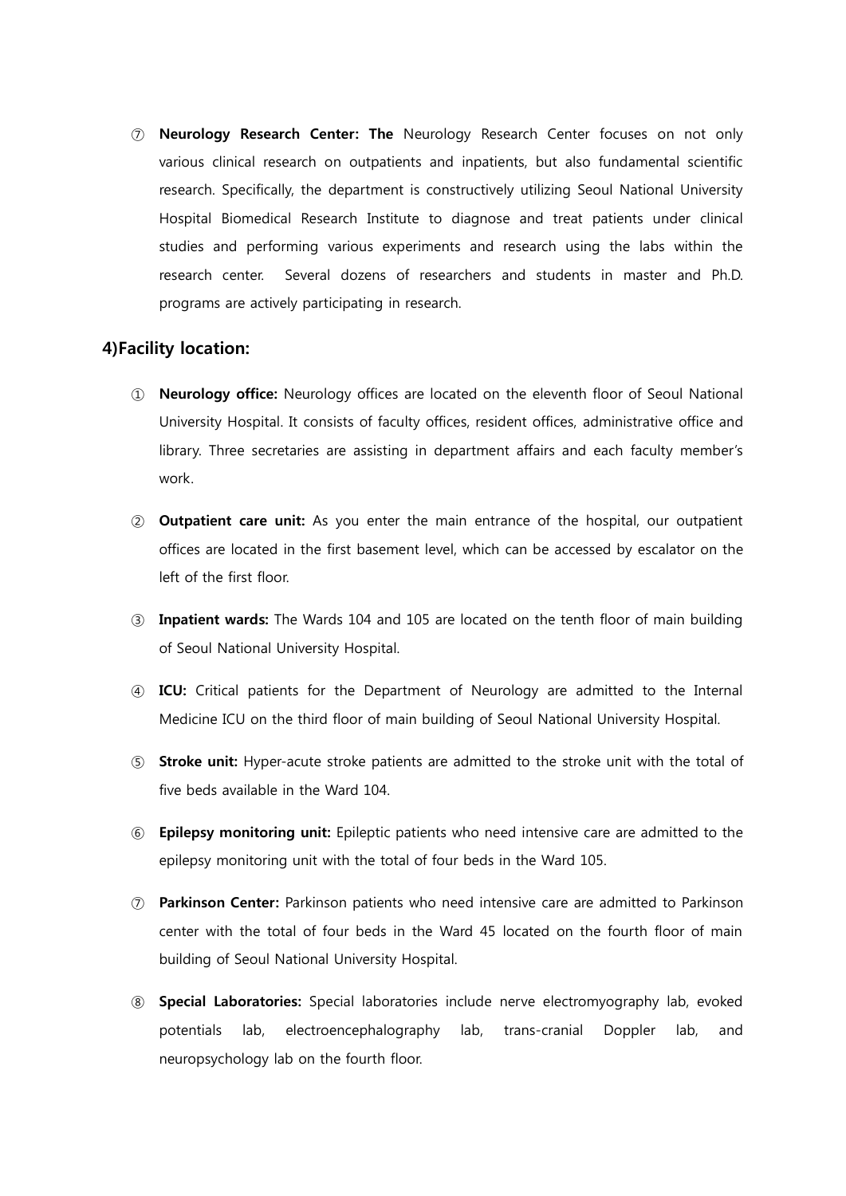⑦ **Neurology Research Center: The** Neurology Research Center focuses on not only various clinical research on outpatients and inpatients, but also fundamental scientific research. Specifically, the department is constructively utilizing Seoul National University Hospital Biomedical Research Institute to diagnose and treat patients under clinical studies and performing various experiments and research using the labs within the research center. Several dozens of researchers and students in master and Ph.D. programs are actively participating in research.

### 4)Facility location:

① **Neurology office:** Neurology offices are located on the eleventh floor of Seoul National University Hospital. It consists of faculty offices, resident offices, administrative office and library. Three secretaries are assisting in department affairs and each faculty member's work.

② **Outpatient care unit:** As you enter the main entrance of the hospital, our outpatient offices are located in the first basement level, which can be accessed by escalator on the left of the first floor.

③ **Inpatient wards:** The Wards 104 and 105 are located on the tenth floor of main building of Seoul National University Hospital.

④ **ICU:** Critical patients for the Department of Neurology are admitted to the Internal Medicine ICU on the third floor of main building of Seoul National University Hospital.

⑤ **Stroke unit:** Hyper-acute stroke patients are admitted to the stroke unit with the total of five beds available in the Ward 104.

⑥ **Epilepsy monitoring unit:** Epileptic patients who need intensive care are admitted to the epilepsy monitoring unit with the total of four beds in the Ward 105.

⑦ **Parkinson Center:** Parkinson patients who need intensive care are admitted to Parkinson center with the total of four beds in the Ward 45 located on the fourth floor of main building of Seoul National University Hospital.

⑧ **Special Laboratories:** Special laboratories include nerve electromyography lab, evoked potentials lab, electroencephalography lab, trans-cranial Doppler lab, and neuropsychology lab on the fourth floor.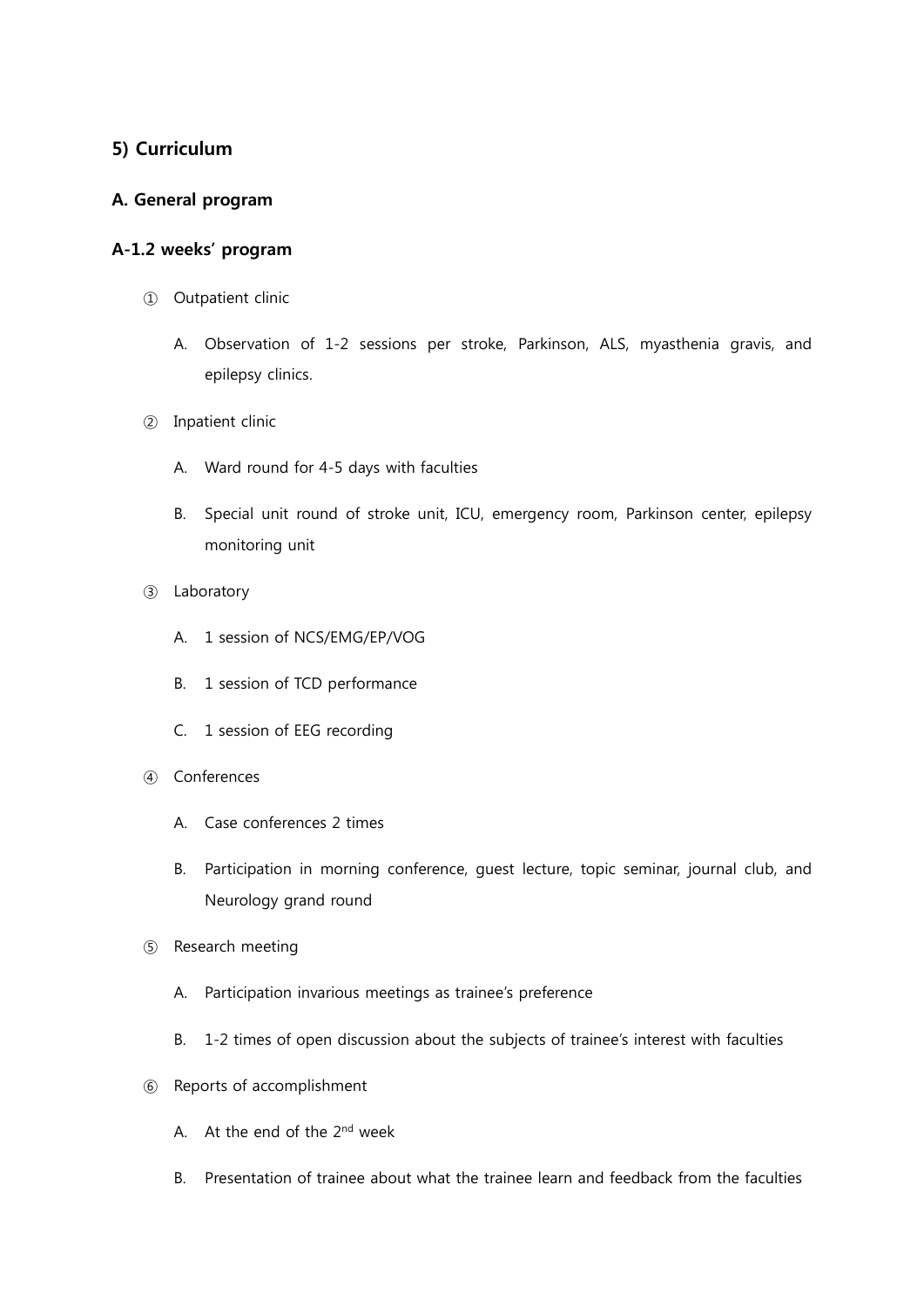## 5) Curriculum

### A. General program

### A-1.2 weeks' program

① Outpatient clinic

   A. Observation of 1-2 sessions per stroke, Parkinson, ALS, myasthenia gravis, and epilepsy clinics.

② Inpatient clinic

   A. Ward round for 4-5 days with faculties

   B. Special unit round of stroke unit, ICU, emergency room, Parkinson center, epilepsy monitoring unit

③ Laboratory

   A. 1 session of NCS/EMG/EP/VOG

   B. 1 session of TCD performance

   C. 1 session of EEG recording

④ Conferences

   A. Case conferences 2 times

   B. Participation in morning conference, guest lecture, topic seminar, journal club, and Neurology grand round

⑤ Research meeting

   A. Participation invarious meetings as trainee's preference

   B. 1-2 times of open discussion about the subjects of trainee's interest with faculties

⑥ Reports of accomplishment

   A. At the end of the 2nd week

   B. Presentation of trainee about what the trainee learn and feedback from the faculties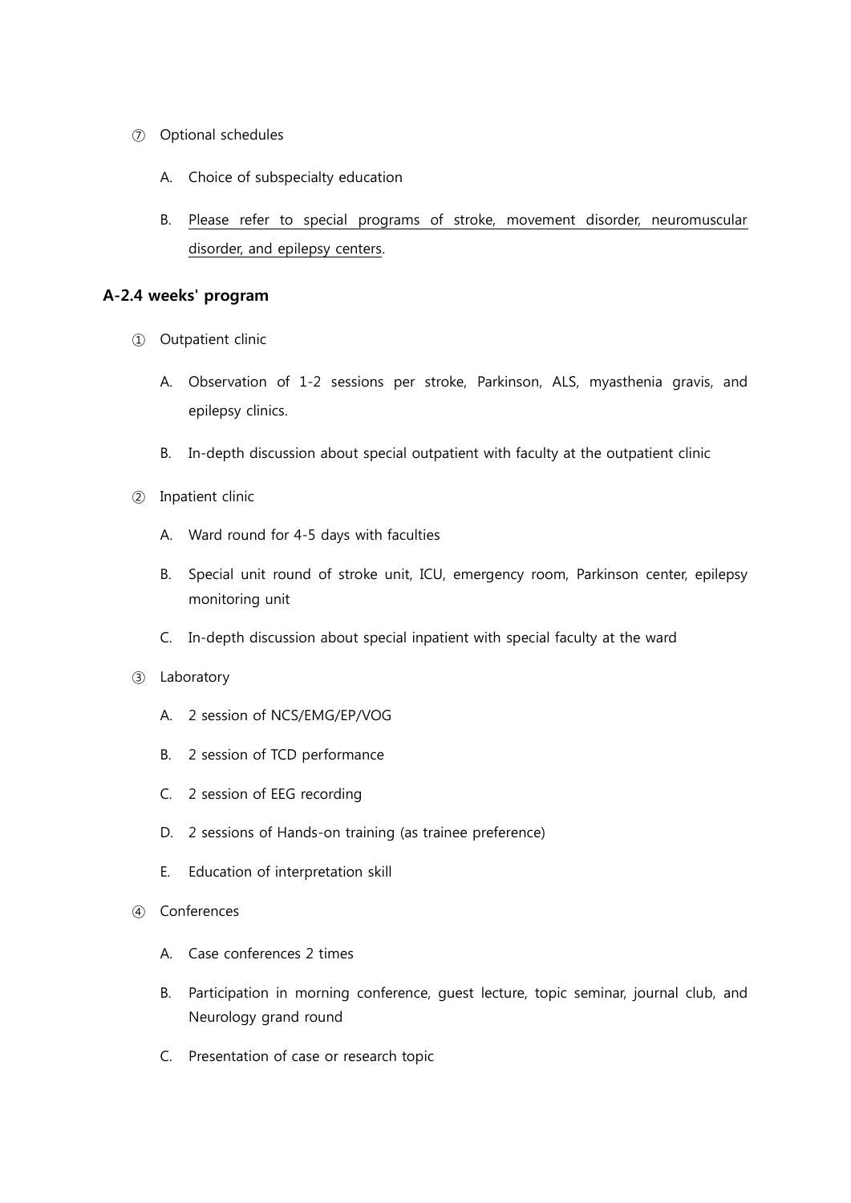⑦ Optional schedules

A. Choice of subspecialty education

B. Please refer to special programs of stroke, movement disorder, neuromuscular disorder, and epilepsy centers.

**A-2.4 weeks' program**

① Outpatient clinic

A. Observation of 1-2 sessions per stroke, Parkinson, ALS, myasthenia gravis, and epilepsy clinics.

B. In-depth discussion about special outpatient with faculty at the outpatient clinic

② Inpatient clinic

A. Ward round for 4-5 days with faculties

B. Special unit round of stroke unit, ICU, emergency room, Parkinson center, epilepsy monitoring unit

C. In-depth discussion about special inpatient with special faculty at the ward

③ Laboratory

A. 2 session of NCS/EMG/EP/VOG

B. 2 session of TCD performance

C. 2 session of EEG recording

D. 2 sessions of Hands-on training (as trainee preference)

E. Education of interpretation skill

④ Conferences

A. Case conferences 2 times

B. Participation in morning conference, guest lecture, topic seminar, journal club, and Neurology grand round

C. Presentation of case or research topic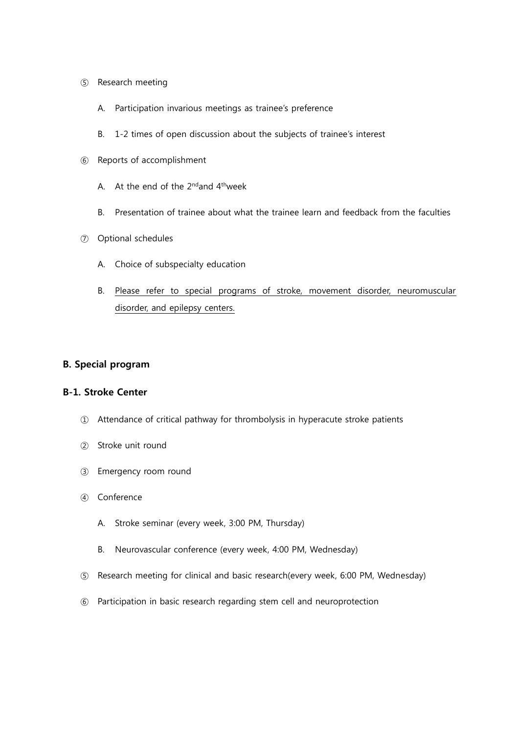⑤ Research meeting

A. Participation invarious meetings as trainee's preference

B. 1-2 times of open discussion about the subjects of trainee's interest

⑥ Reports of accomplishment

A. At the end of the 2ndand 4thweek

B. Presentation of trainee about what the trainee learn and feedback from the faculties

⑦ Optional schedules

A. Choice of subspecialty education

B. Please refer to special programs of stroke, movement disorder, neuromuscular disorder, and epilepsy centers.

**B. Special program**

**B-1. Stroke Center**

① Attendance of critical pathway for thrombolysis in hyperacute stroke patients

② Stroke unit round

③ Emergency room round

④ Conference

A. Stroke seminar (every week, 3:00 PM, Thursday)

B. Neurovascular conference (every week, 4:00 PM, Wednesday)

⑤ Research meeting for clinical and basic research(every week, 6:00 PM, Wednesday)

⑥ Participation in basic research regarding stem cell and neuroprotection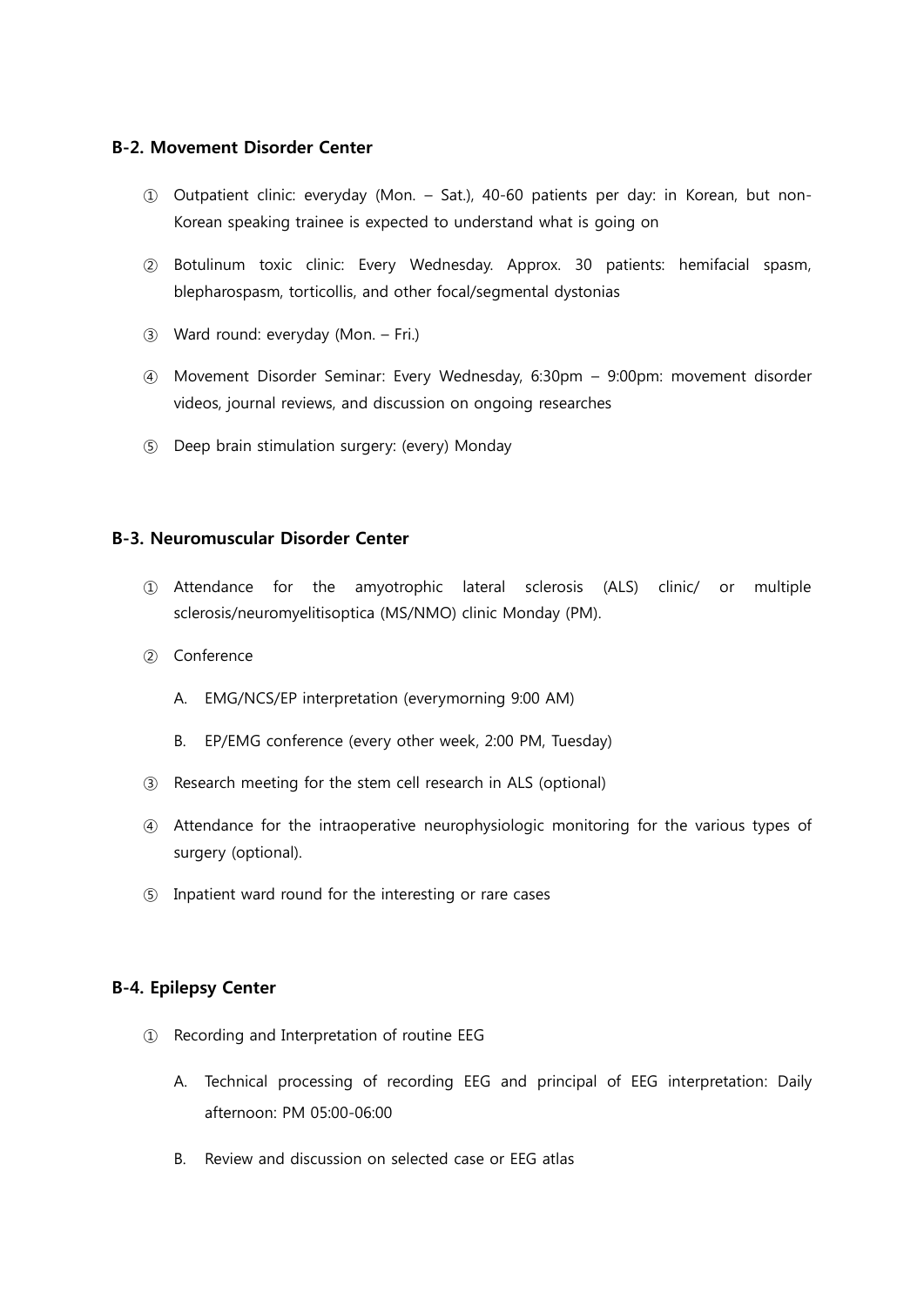### B-2. Movement Disorder Center

① Outpatient clinic: everyday (Mon. – Sat.), 40-60 patients per day: in Korean, but non-Korean speaking trainee is expected to understand what is going on

② Botulinum toxic clinic: Every Wednesday. Approx. 30 patients: hemifacial spasm, blepharospasm, torticollis, and other focal/segmental dystonias

③ Ward round: everyday (Mon. – Fri.)

④ Movement Disorder Seminar: Every Wednesday, 6:30pm – 9:00pm: movement disorder videos, journal reviews, and discussion on ongoing researches

⑤ Deep brain stimulation surgery: (every) Monday

### B-3. Neuromuscular Disorder Center

① Attendance for the amyotrophic lateral sclerosis (ALS) clinic/ or multiple sclerosis/neuromyelitisoptica (MS/NMO) clinic Monday (PM).

② Conference

A. EMG/NCS/EP interpretation (everymorning 9:00 AM)

B. EP/EMG conference (every other week, 2:00 PM, Tuesday)

③ Research meeting for the stem cell research in ALS (optional)

④ Attendance for the intraoperative neurophysiologic monitoring for the various types of surgery (optional).

⑤ Inpatient ward round for the interesting or rare cases

### B-4. Epilepsy Center

① Recording and Interpretation of routine EEG

A. Technical processing of recording EEG and principal of EEG interpretation: Daily afternoon: PM 05:00-06:00

B. Review and discussion on selected case or EEG atlas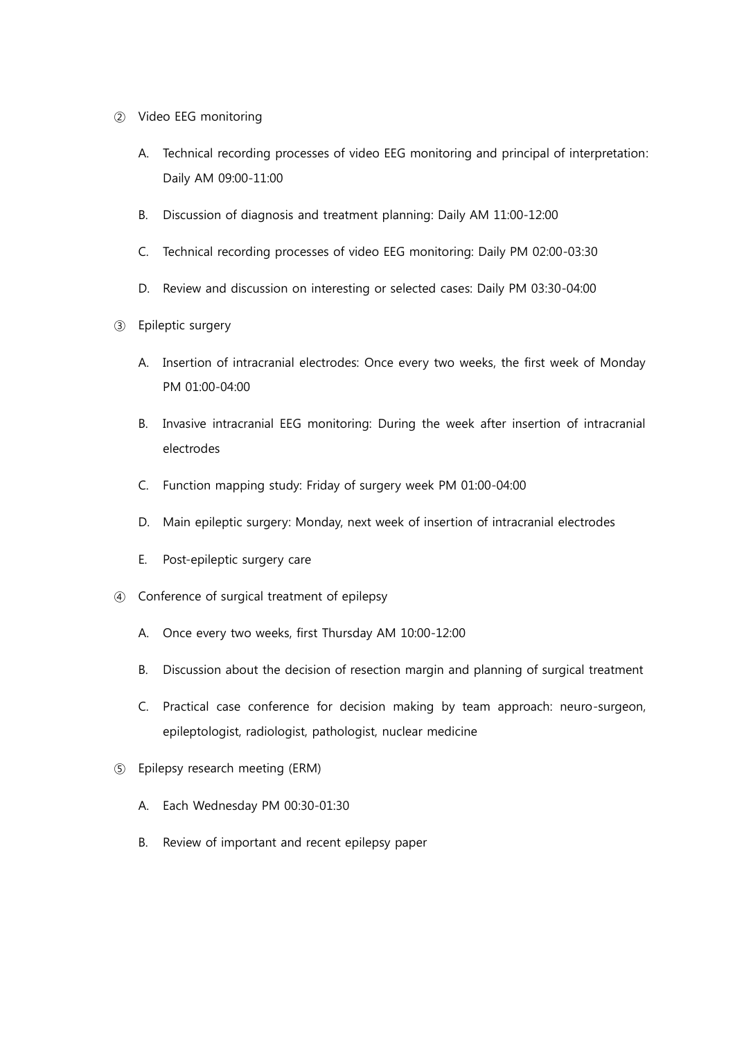② Video EEG monitoring

   A. Technical recording processes of video EEG monitoring and principal of interpretation: Daily AM 09:00-11:00

   B. Discussion of diagnosis and treatment planning: Daily AM 11:00-12:00

   C. Technical recording processes of video EEG monitoring: Daily PM 02:00-03:30

   D. Review and discussion on interesting or selected cases: Daily PM 03:30-04:00

③ Epileptic surgery

   A. Insertion of intracranial electrodes: Once every two weeks, the first week of Monday PM 01:00-04:00

   B. Invasive intracranial EEG monitoring: During the week after insertion of intracranial electrodes

   C. Function mapping study: Friday of surgery week PM 01:00-04:00

   D. Main epileptic surgery: Monday, next week of insertion of intracranial electrodes

   E. Post-epileptic surgery care

④ Conference of surgical treatment of epilepsy

   A. Once every two weeks, first Thursday AM 10:00-12:00

   B. Discussion about the decision of resection margin and planning of surgical treatment

   C. Practical case conference for decision making by team approach: neuro-surgeon, epileptologist, radiologist, pathologist, nuclear medicine

⑤ Epilepsy research meeting (ERM)

   A. Each Wednesday PM 00:30-01:30

   B. Review of important and recent epilepsy paper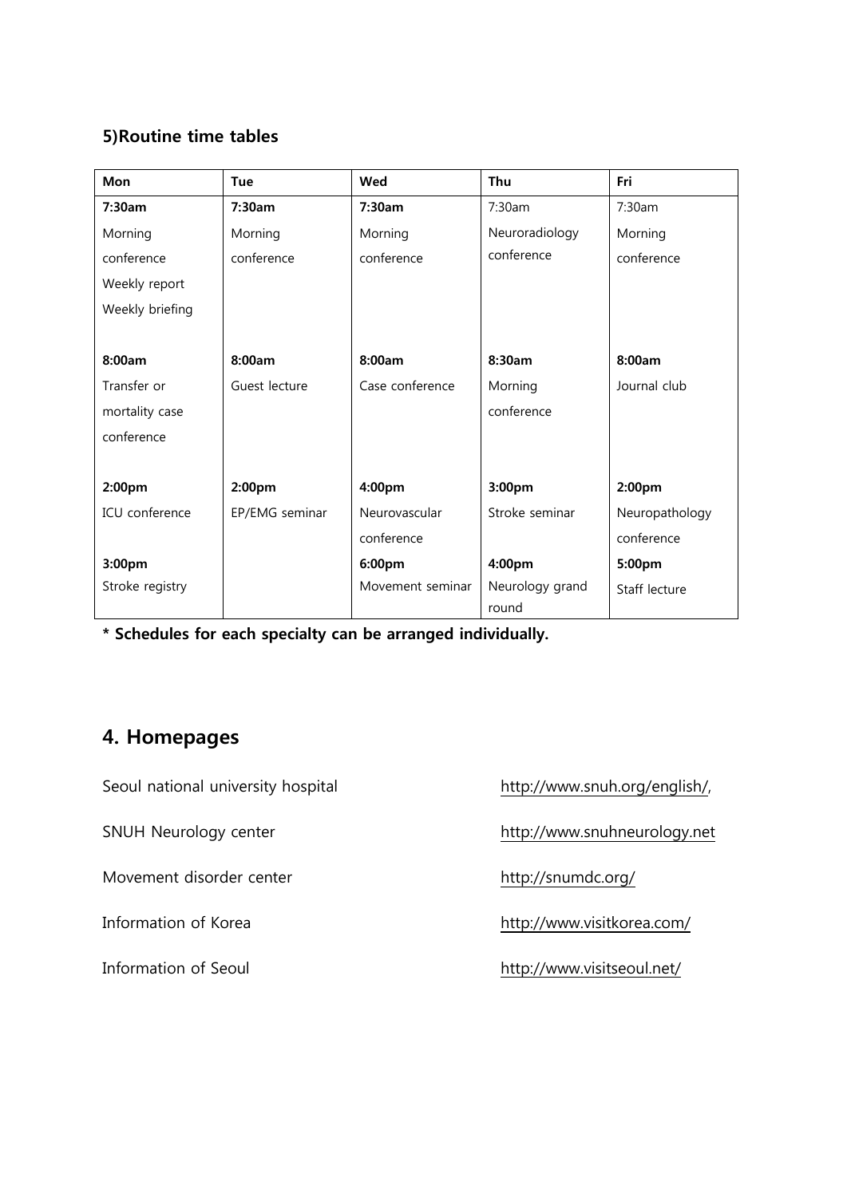### 5)Routine time tables

| Mon | Tue | Wed | Thu | Fri |
|---|---|---|---|---|
| **7:30am**<br>Morning conference<br>Weekly report<br>Weekly briefing | **7:30am**<br>Morning conference | **7:30am**<br>Morning conference | 7:30am<br>Neuroradiology conference | 7:30am<br>Morning conference |
| **8:00am**<br>Transfer or mortality case conference | **8:00am**<br>Guest lecture | **8:00am**<br>Case conference | **8:30am**<br>Morning conference | **8:00am**<br>Journal club |
| **2:00pm**<br>ICU conference | **2:00pm**<br>EP/EMG seminar | **4:00pm**<br>Neurovascular conference | **3:00pm**<br>Stroke seminar | **2:00pm**<br>Neuropathology conference |
| **3:00pm**<br>Stroke registry | | **6:00pm**<br>Movement seminar | **4:00pm**<br>Neurology grand round | **5:00pm**<br>Staff lecture |

**\* Schedules for each specialty can be arranged individually.**

## 4. Homepages

| | |
|---|---|
| Seoul national university hospital | http://www.snuh.org/english/, |
| SNUH Neurology center | http://www.snuhneurology.net |
| Movement disorder center | http://snumdc.org/ |
| Information of Korea | http://www.visitkorea.com/ |
| Information of Seoul | http://www.visitseoul.net/ |